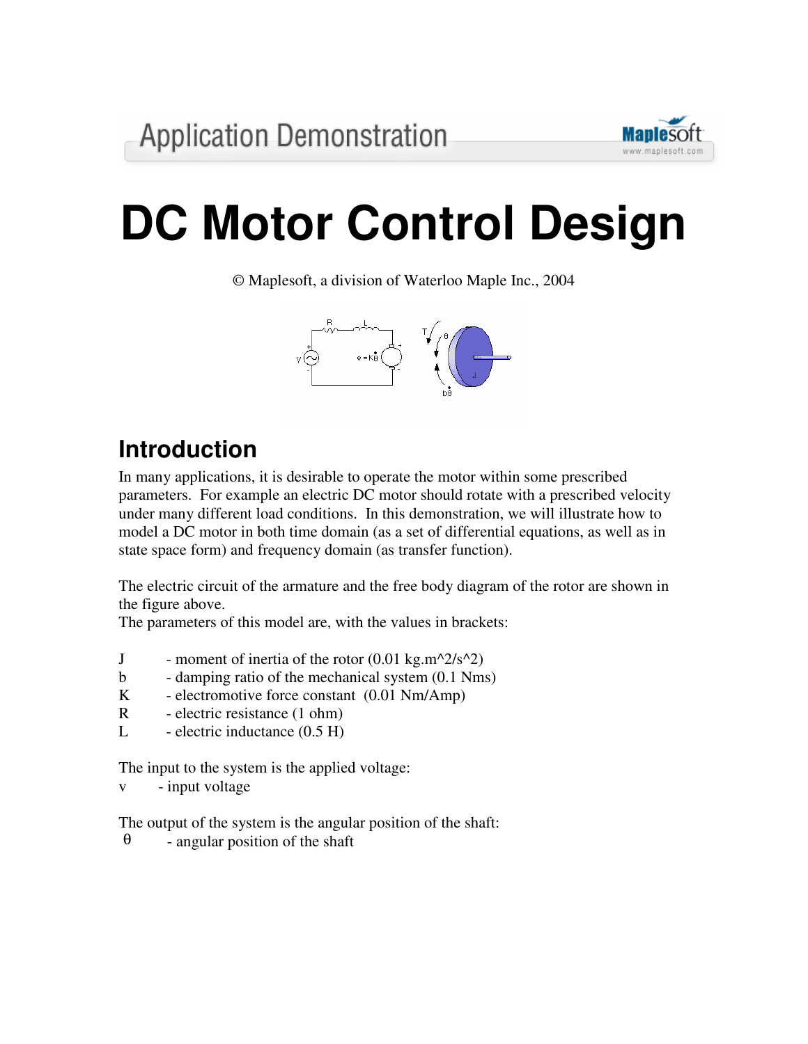Application Demonstration

# DC Motor Control Design

© Maplesoft, a division of Waterloo Maple Inc., 2004

## Introduction

In many applications, it is desirable to operate the motor within some prescribed parameters. For example an electric DC motor should rotate with a prescribed velocity under many different load conditions. In this demonstration, we will illustrate how to model a DC motor in both time domain (as a set of differential equations, as well as in state space form) and frequency domain (as transfer function).

The electric circuit of the armature and the free body diagram of the rotor are shown in the figure above.
The parameters of this model are, with the values in brackets:

J - moment of inertia of the rotor (0.01 kg.m^2/s^2)
b - damping ratio of the mechanical system (0.1 Nms)
K - electromotive force constant (0.01 Nm/Amp)
R - electric resistance (1 ohm)
L - electric inductance (0.5 H)

The input to the system is the applied voltage:
v - input voltage

The output of the system is the angular position of the shaft:
$\theta$ - angular position of the shaft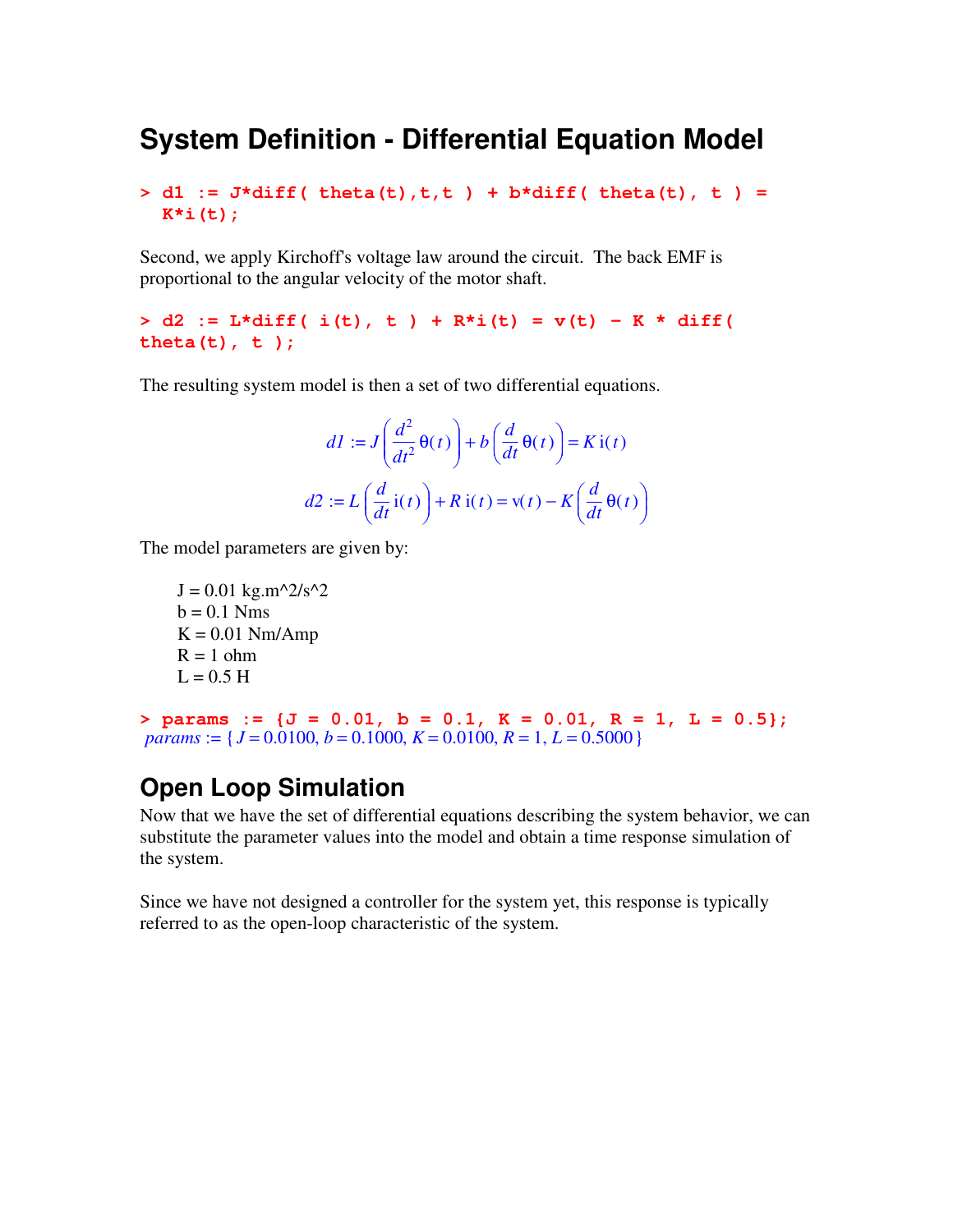## System Definition - Differential Equation Model

```
> d1 := J*diff( theta(t),t,t ) + b*diff( theta(t), t ) =
  K*i(t);
```

Second, we apply Kirchoff's voltage law around the circuit. The back EMF is proportional to the angular velocity of the motor shaft.

```
> d2 := L*diff( i(t), t ) + R*i(t) = v(t) - K * diff(
theta(t), t );
```

The resulting system model is then a set of two differential equations.

$$d1 := J\left(\frac{d^2}{dt^2}\theta(t)\right) + b\left(\frac{d}{dt}\theta(t)\right) = K\,\mathrm{i}(t)$$

$$d2 := L\left(\frac{d}{dt}\mathrm{i}(t)\right) + R\,\mathrm{i}(t) = \mathrm{v}(t) - K\left(\frac{d}{dt}\theta(t)\right)$$

The model parameters are given by:

J = 0.01 kg.m^2/s^2
b = 0.1 Nms
K = 0.01 Nm/Amp
R = 1 ohm
L = 0.5 H

```
> params := {J = 0.01, b = 0.1, K = 0.01, R = 1, L = 0.5};
```

$$params := \{J = 0.0100, b = 0.1000, K = 0.0100, R = 1, L = 0.5000\}$$

## Open Loop Simulation

Now that we have the set of differential equations describing the system behavior, we can substitute the parameter values into the model and obtain a time response simulation of the system.

Since we have not designed a controller for the system yet, this response is typically referred to as the open-loop characteristic of the system.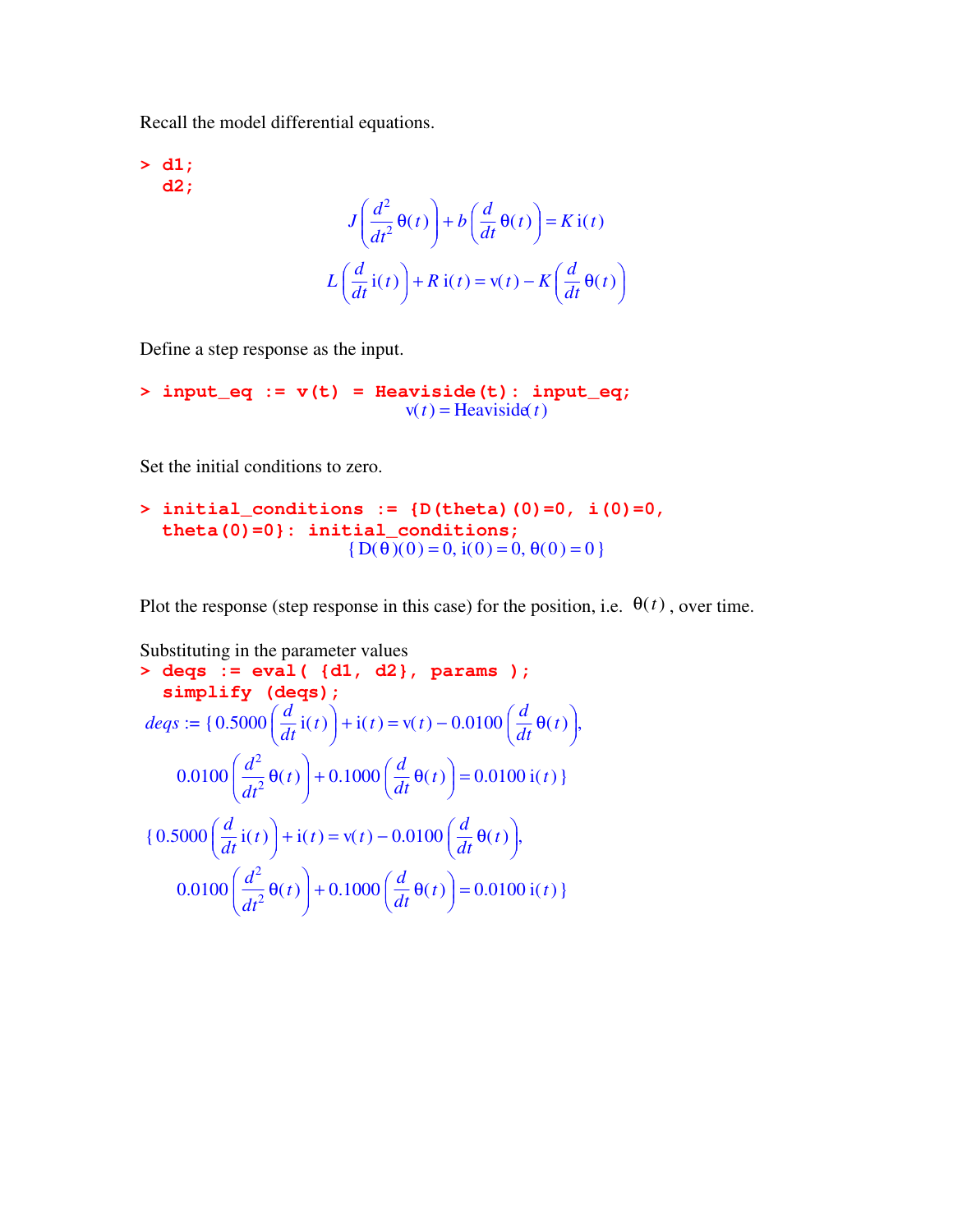Recall the model differential equations.

```
> d1;
  d2;
```

$$J\left(\frac{d^2}{dt^2}\theta(t)\right) + b\left(\frac{d}{dt}\theta(t)\right) = K\,i(t)$$

$$L\left(\frac{d}{dt}i(t)\right) + R\,i(t) = v(t) - K\left(\frac{d}{dt}\theta(t)\right)$$

Define a step response as the input.

```
> input_eq := v(t) = Heaviside(t): input_eq;
```

$$v(t) = \text{Heaviside}(t)$$

Set the initial conditions to zero.

```
> initial_conditions := {D(theta)(0)=0, i(0)=0,
  theta(0)=0}: initial_conditions;
```

$$\{D(\theta)(0) = 0,\ i(0) = 0,\ \theta(0) = 0\}$$

Plot the response (step response in this case) for the position, i.e. $\theta(t)$, over time.

Substituting in the parameter values

```
> deqs := eval( {d1, d2}, params );
  simplify (deqs);
```

$$deqs := \left\{0.5000\left(\frac{d}{dt}i(t)\right) + i(t) = v(t) - 0.0100\left(\frac{d}{dt}\theta(t)\right),\right.$$
$$\left.0.0100\left(\frac{d^2}{dt^2}\theta(t)\right) + 0.1000\left(\frac{d}{dt}\theta(t)\right) = 0.0100\,i(t)\right\}$$

$$\left\{0.5000\left(\frac{d}{dt}i(t)\right) + i(t) = v(t) - 0.0100\left(\frac{d}{dt}\theta(t)\right),\right.$$
$$\left.0.0100\left(\frac{d^2}{dt^2}\theta(t)\right) + 0.1000\left(\frac{d}{dt}\theta(t)\right) = 0.0100\,i(t)\right\}$$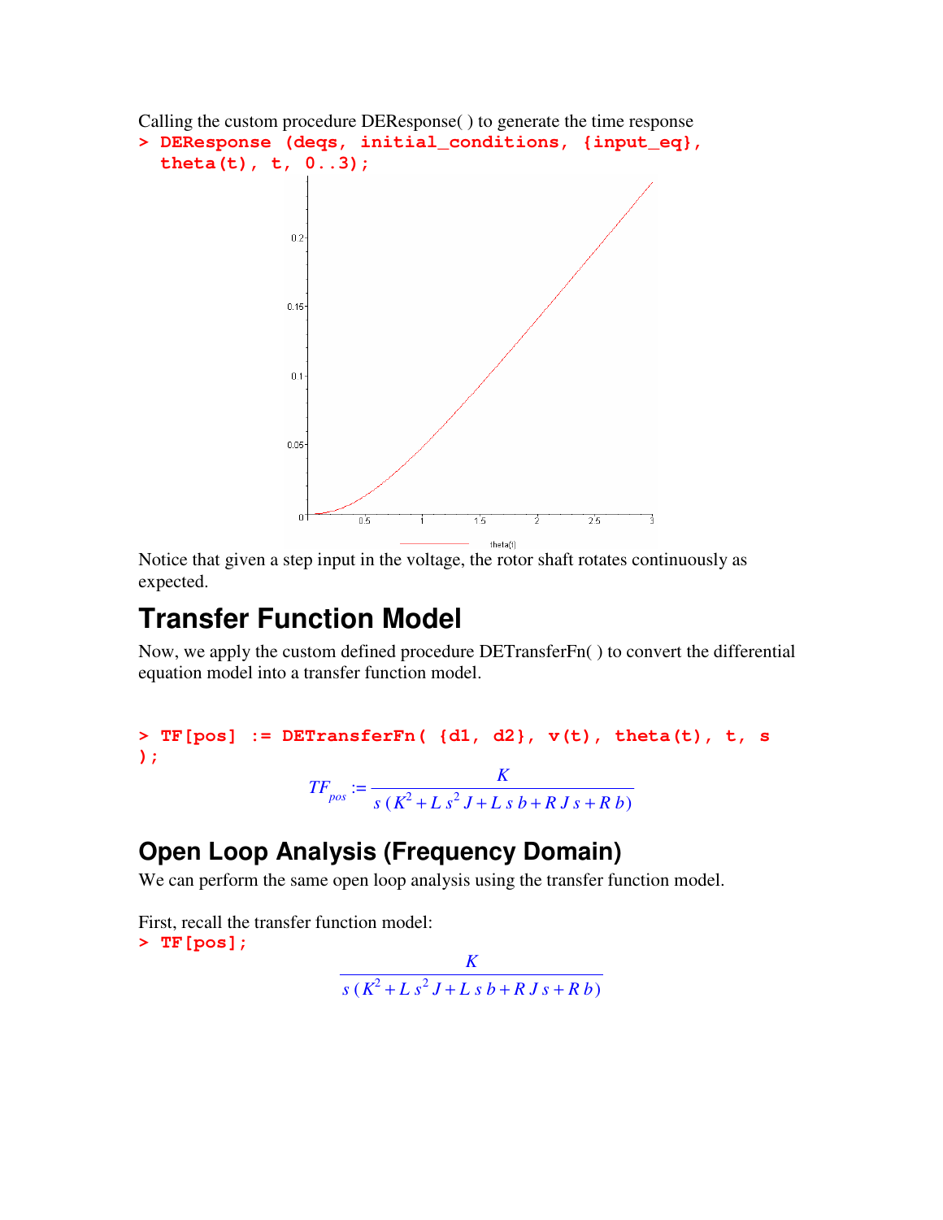Calling the custom procedure DEResponse( ) to generate the time response

```
> DEResponse (deqs, initial_conditions, {input_eq},
  theta(t), t, 0..3);
```

Notice that given a step input in the voltage, the rotor shaft rotates continuously as expected.

# Transfer Function Model

Now, we apply the custom defined procedure DETransferFn( ) to convert the differential equation model into a transfer function model.

```
> TF[pos] := DETransferFn( {d1, d2}, v(t), theta(t), t, s
);
```

$$TF_{pos} := \frac{K}{s\,(K^2 + L\,s^2\,J + L\,s\,b + R\,J\,s + R\,b)}$$

## Open Loop Analysis (Frequency Domain)

We can perform the same open loop analysis using the transfer function model.

First, recall the transfer function model:

```
> TF[pos];
```

$$\frac{K}{s\,(K^2 + L\,s^2\,J + L\,s\,b + R\,J\,s + R\,b)}$$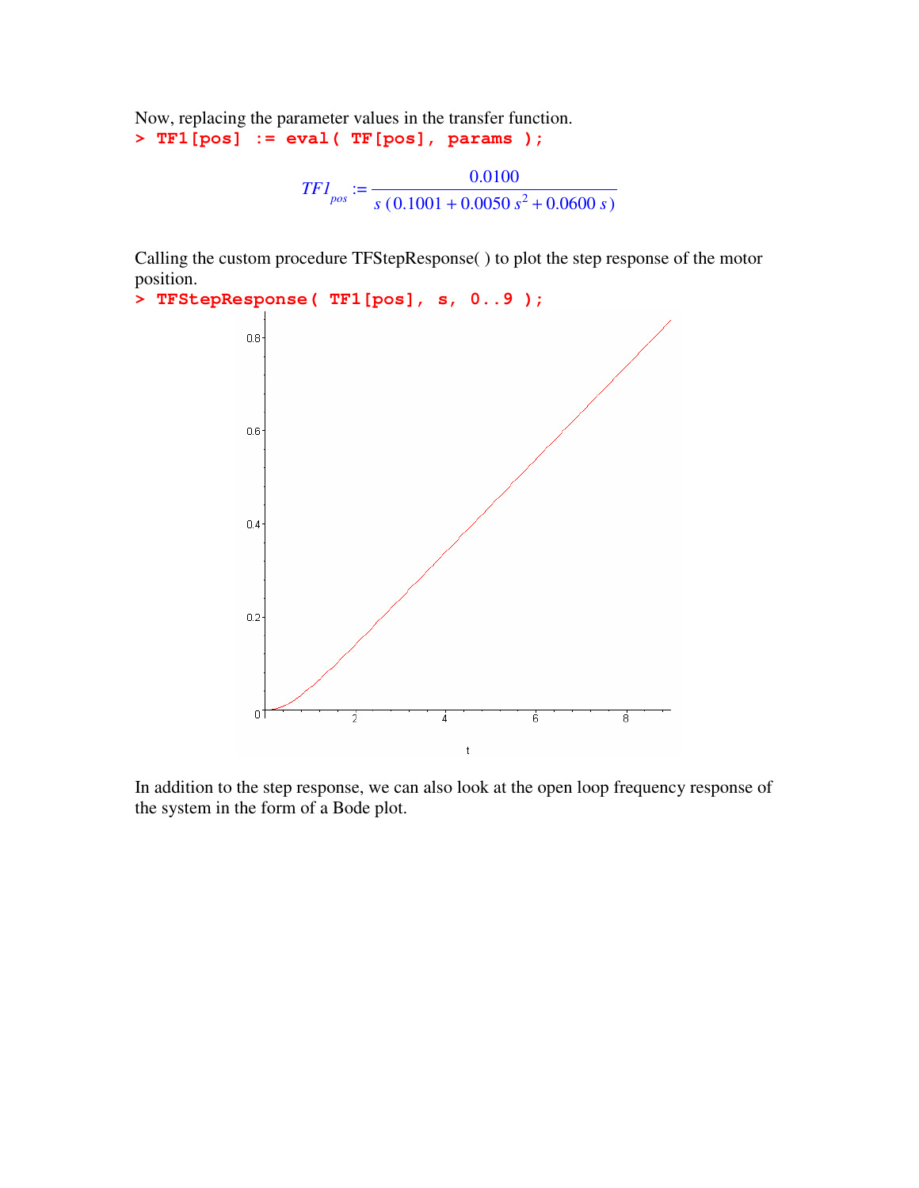Now, replacing the parameter values in the transfer function.

```
> TF1[pos] := eval( TF[pos], params );
```

$$TF1_{pos} := \frac{0.0100}{s\,(0.1001 + 0.0050\,s^2 + 0.0600\,s)}$$

Calling the custom procedure TFStepResponse( ) to plot the step response of the motor position.

```
> TFStepResponse( TF1[pos], s, 0..9 );
```

In addition to the step response, we can also look at the open loop frequency response of the system in the form of a Bode plot.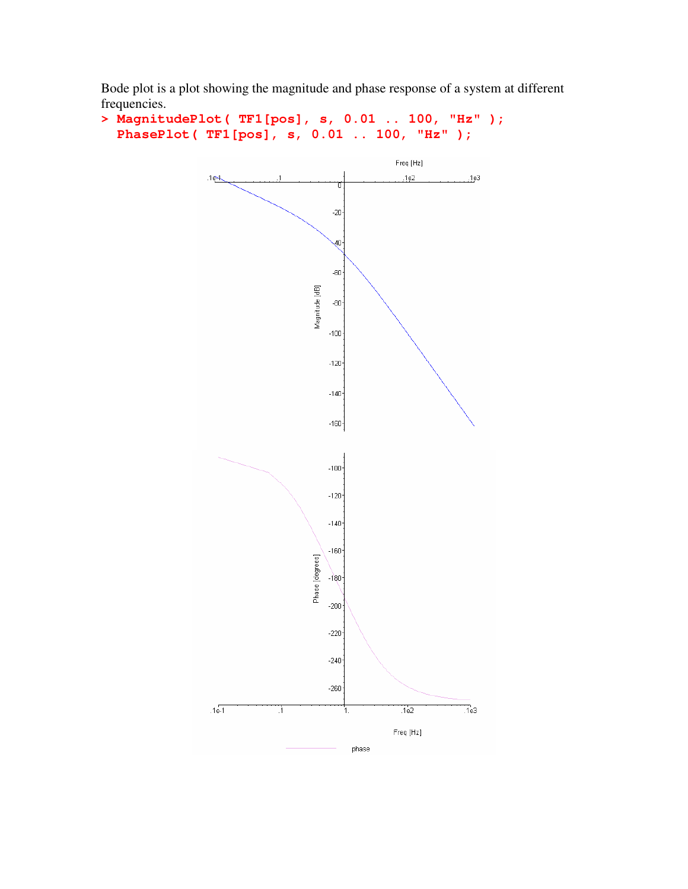Bode plot is a plot showing the magnitude and phase response of a system at different frequencies.

```
> MagnitudePlot( TF1[pos], s, 0.01 .. 100, "Hz" );
  PhasePlot( TF1[pos], s, 0.01 .. 100, "Hz" );
```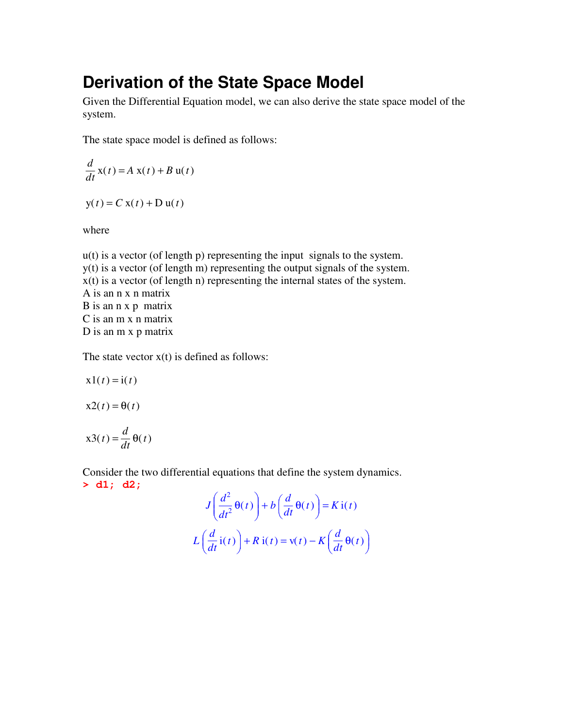# Derivation of the State Space Model

Given the Differential Equation model, we can also derive the state space model of the system.

The state space model is defined as follows:

$$\frac{d}{dt}\mathrm{x}(t) = A\,\mathrm{x}(t) + B\,\mathrm{u}(t)$$

$$\mathrm{y}(t) = C\,\mathrm{x}(t) + \mathrm{D}\,\mathrm{u}(t)$$

where

u(t) is a vector (of length p) representing the input signals to the system.
y(t) is a vector (of length m) representing the output signals of the system.
x(t) is a vector (of length n) representing the internal states of the system.
A is an n x n matrix
B is an n x p matrix
C is an m x n matrix
D is an m x p matrix

The state vector x(t) is defined as follows:

$$\mathrm{x1}(t) = \mathrm{i}(t)$$

$$\mathrm{x2}(t) = \theta(t)$$

$$\mathrm{x3}(t) = \frac{d}{dt}\theta(t)$$

Consider the two differential equations that define the system dynamics.

```
> d1; d2;
```

$$J\left(\frac{d^2}{dt^2}\theta(t)\right) + b\left(\frac{d}{dt}\theta(t)\right) = K\,\mathrm{i}(t)$$

$$L\left(\frac{d}{dt}\mathrm{i}(t)\right) + R\,\mathrm{i}(t) = \mathrm{v}(t) - K\left(\frac{d}{dt}\theta(t)\right)$$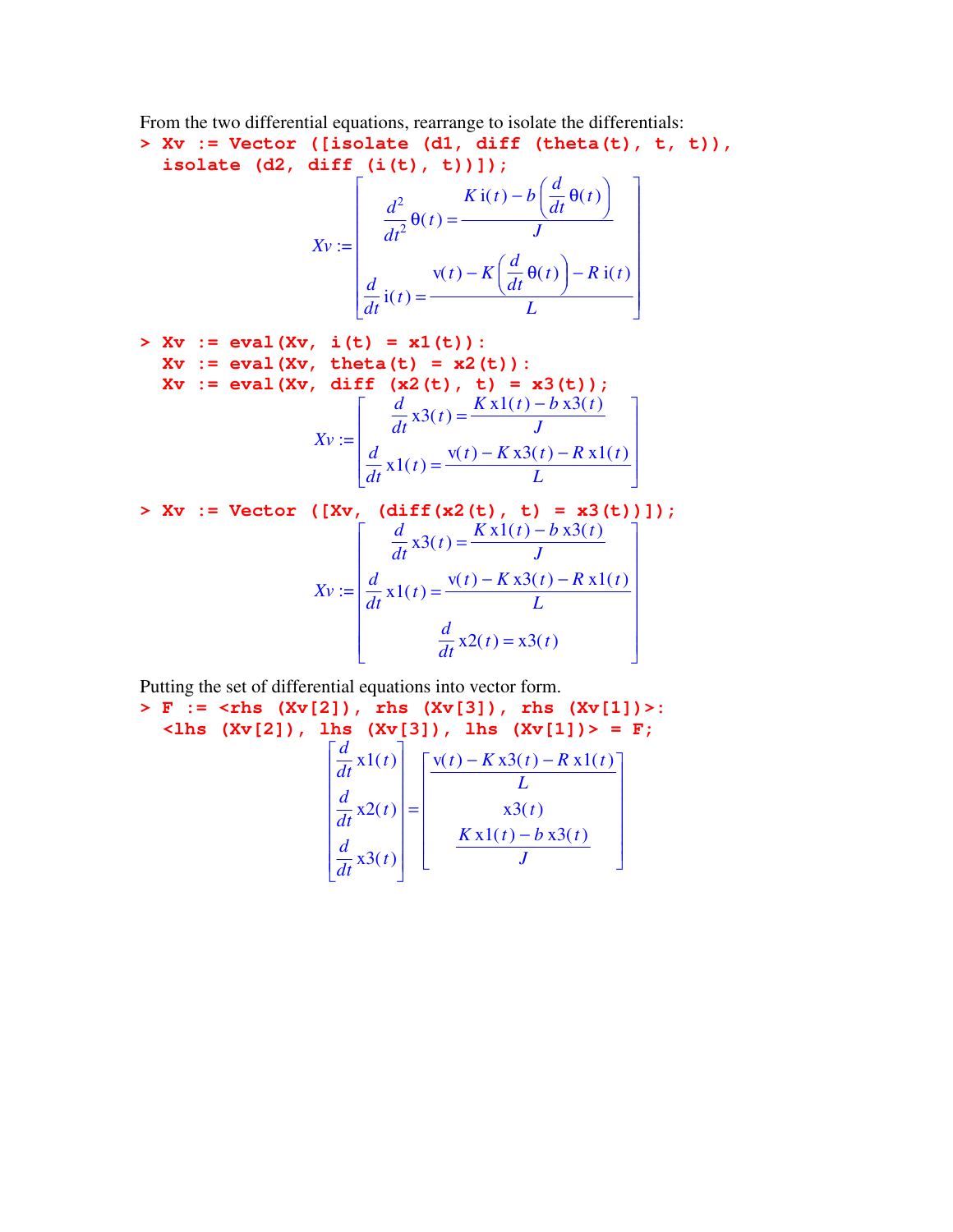From the two differential equations, rearrange to isolate the differentials:

```
> Xv := Vector ([isolate (d1, diff (theta(t), t, t)),
  isolate (d2, diff (i(t), t))]);
```

$$Xv := \begin{bmatrix} \frac{d^2}{dt^2}\theta(t) = \frac{K\,i(t) - b\left(\frac{d}{dt}\theta(t)\right)}{J} \\ \frac{d}{dt}i(t) = \frac{v(t) - K\left(\frac{d}{dt}\theta(t)\right) - R\,i(t)}{L} \end{bmatrix}$$

```
> Xv := eval(Xv, i(t) = x1(t)):
  Xv := eval(Xv, theta(t) = x2(t)):
  Xv := eval(Xv, diff (x2(t), t) = x3(t));
```

$$Xv := \begin{bmatrix} \frac{d}{dt}x3(t) = \frac{K\,x1(t) - b\,x3(t)}{J} \\ \frac{d}{dt}x1(t) = \frac{v(t) - K\,x3(t) - R\,x1(t)}{L} \end{bmatrix}$$

```
> Xv := Vector ([Xv, (diff(x2(t), t) = x3(t))]);
```

$$Xv := \begin{bmatrix} \frac{d}{dt}x3(t) = \frac{K\,x1(t) - b\,x3(t)}{J} \\ \frac{d}{dt}x1(t) = \frac{v(t) - K\,x3(t) - R\,x1(t)}{L} \\ \frac{d}{dt}x2(t) = x3(t) \end{bmatrix}$$

Putting the set of differential equations into vector form.

```
> F := <rhs (Xv[2]), rhs (Xv[3]), rhs (Xv[1])>:
  <lhs (Xv[2]), lhs (Xv[3]), lhs (Xv[1])> = F;
```

$$\begin{bmatrix} \frac{d}{dt}x1(t) \\ \frac{d}{dt}x2(t) \\ \frac{d}{dt}x3(t) \end{bmatrix} = \begin{bmatrix} \frac{v(t) - K\,x3(t) - R\,x1(t)}{L} \\ x3(t) \\ \frac{K\,x1(t) - b\,x3(t)}{J} \end{bmatrix}$$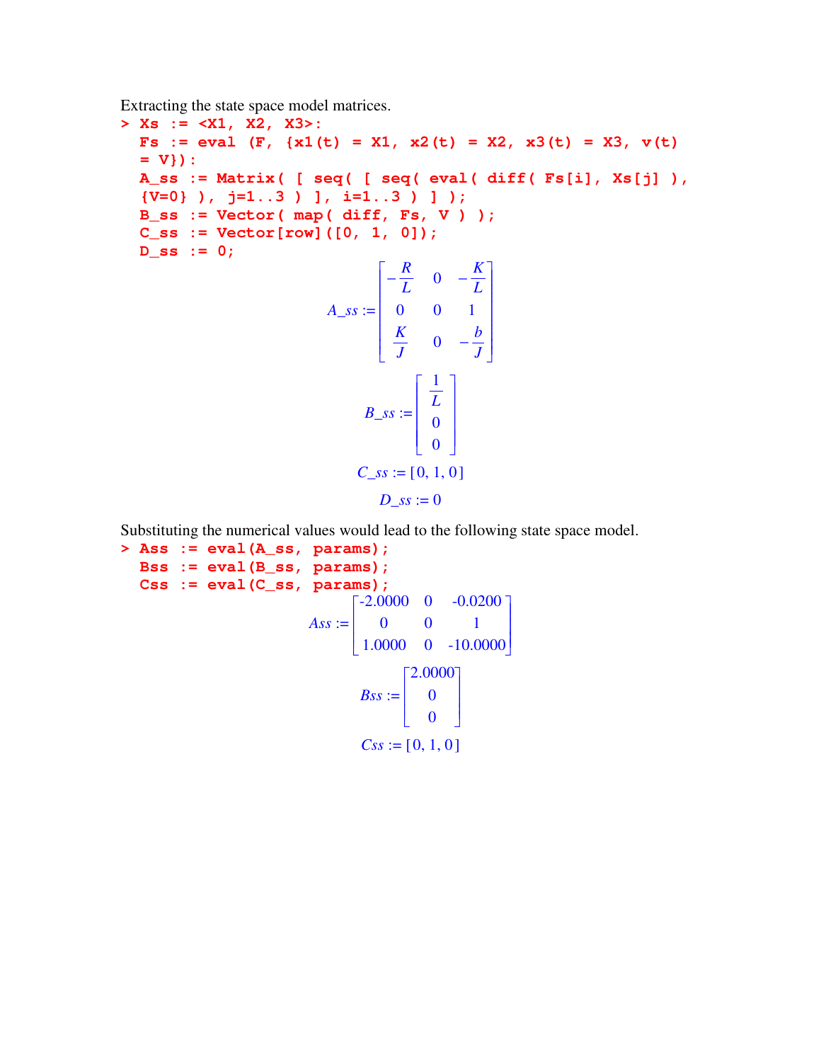Extracting the state space model matrices.

```
> Xs := <X1, X2, X3>:
  Fs := eval (F, {x1(t) = X1, x2(t) = X2, x3(t) = X3, v(t)
  = V}):
  A_ss := Matrix( [ seq( [ seq( eval( diff( Fs[i], Xs[j] ),
  {V=0} ), j=1..3 ) ], i=1..3 ) ] );
  B_ss := Vector( map( diff, Fs, V ) );
  C_ss := Vector[row]([0, 1, 0]);
  D_ss := 0;
```

$$A\_ss := \begin{bmatrix} -\frac{R}{L} & 0 & -\frac{K}{L} \\ 0 & 0 & 1 \\ \frac{K}{J} & 0 & -\frac{b}{J} \end{bmatrix}$$

$$B\_ss := \begin{bmatrix} \frac{1}{L} \\ 0 \\ 0 \end{bmatrix}$$

$$C\_ss := [0, 1, 0]$$

$$D\_ss := 0$$

Substituting the numerical values would lead to the following state space model.

```
> Ass  := eval(A_ss, params);
  Bss  := eval(B_ss, params);
  Css  := eval(C_ss, params);
```

$$Ass := \begin{bmatrix} -2.0000 & 0 & -0.0200 \\ 0 & 0 & 1 \\ 1.0000 & 0 & -10.0000 \end{bmatrix}$$

$$Bss := \begin{bmatrix} 2.0000 \\ 0 \\ 0 \end{bmatrix}$$

$$Css := [0, 1, 0]$$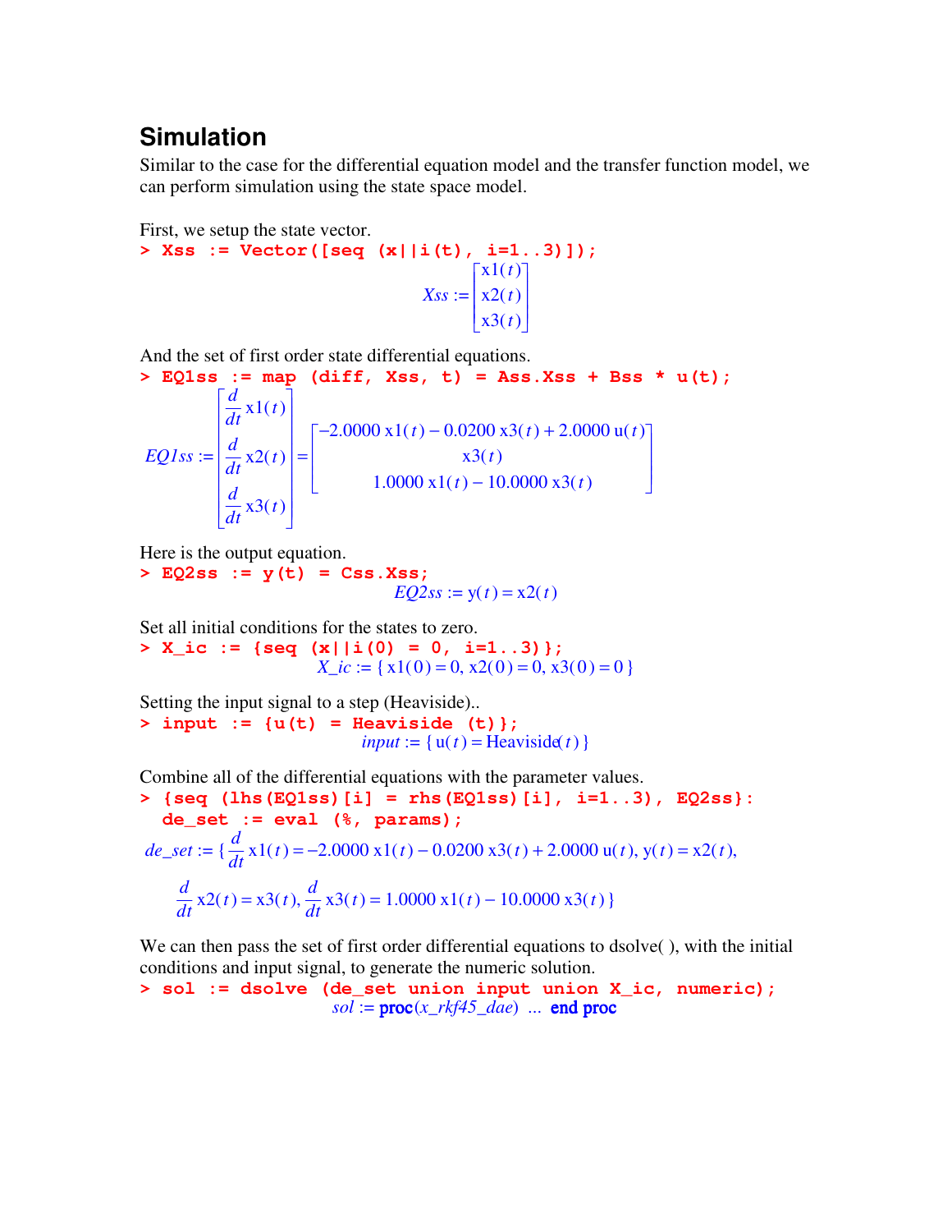## Simulation

Similar to the case for the differential equation model and the transfer function model, we can perform simulation using the state space model.

First, we setup the state vector.

```
> Xss := Vector([seq (x||i(t), i=1..3)]);
```

$$Xss := \begin{bmatrix} x1(t) \\ x2(t) \\ x3(t) \end{bmatrix}$$

And the set of first order state differential equations.

```
> EQ1ss := map (diff, Xss, t) = Ass.Xss + Bss * u(t);
```

$$EQ1ss := \begin{bmatrix} \frac{d}{dt} x1(t) \\ \frac{d}{dt} x2(t) \\ \frac{d}{dt} x3(t) \end{bmatrix} = \begin{bmatrix} -2.0000\, x1(t) - 0.0200\, x3(t) + 2.0000\, u(t) \\ x3(t) \\ 1.0000\, x1(t) - 10.0000\, x3(t) \end{bmatrix}$$

Here is the output equation.

```
> EQ2ss := y(t) = Css.Xss;
```

$$EQ2ss := y(t) = x2(t)$$

Set all initial conditions for the states to zero.

```
> X_ic := {seq (x||i(0) = 0, i=1..3)};
```

$$X\_ic := \{ x1(0) = 0, x2(0) = 0, x3(0) = 0 \}$$

Setting the input signal to a step (Heaviside)..

```
> input := {u(t) = Heaviside (t)};
```

$$input := \{ u(t) = \text{Heaviside}(t) \}$$

Combine all of the differential equations with the parameter values.

```
> {seq (lhs(EQ1ss)[i] = rhs(EQ1ss)[i], i=1..3), EQ2ss}:
  de_set := eval (%, params);
```

$$de\_set := \{ \frac{d}{dt} x1(t) = -2.0000\, x1(t) - 0.0200\, x3(t) + 2.0000\, u(t), y(t) = x2(t),$$
$$\frac{d}{dt} x2(t) = x3(t), \frac{d}{dt} x3(t) = 1.0000\, x1(t) - 10.0000\, x3(t) \}$$

We can then pass the set of first order differential equations to dsolve( ), with the initial conditions and input signal, to generate the numeric solution.

```
> sol := dsolve (de_set union input union X_ic, numeric);
```

$$sol := \textbf{proc}(x\_rkf45\_dae) \ \ldots \ \textbf{end proc}$$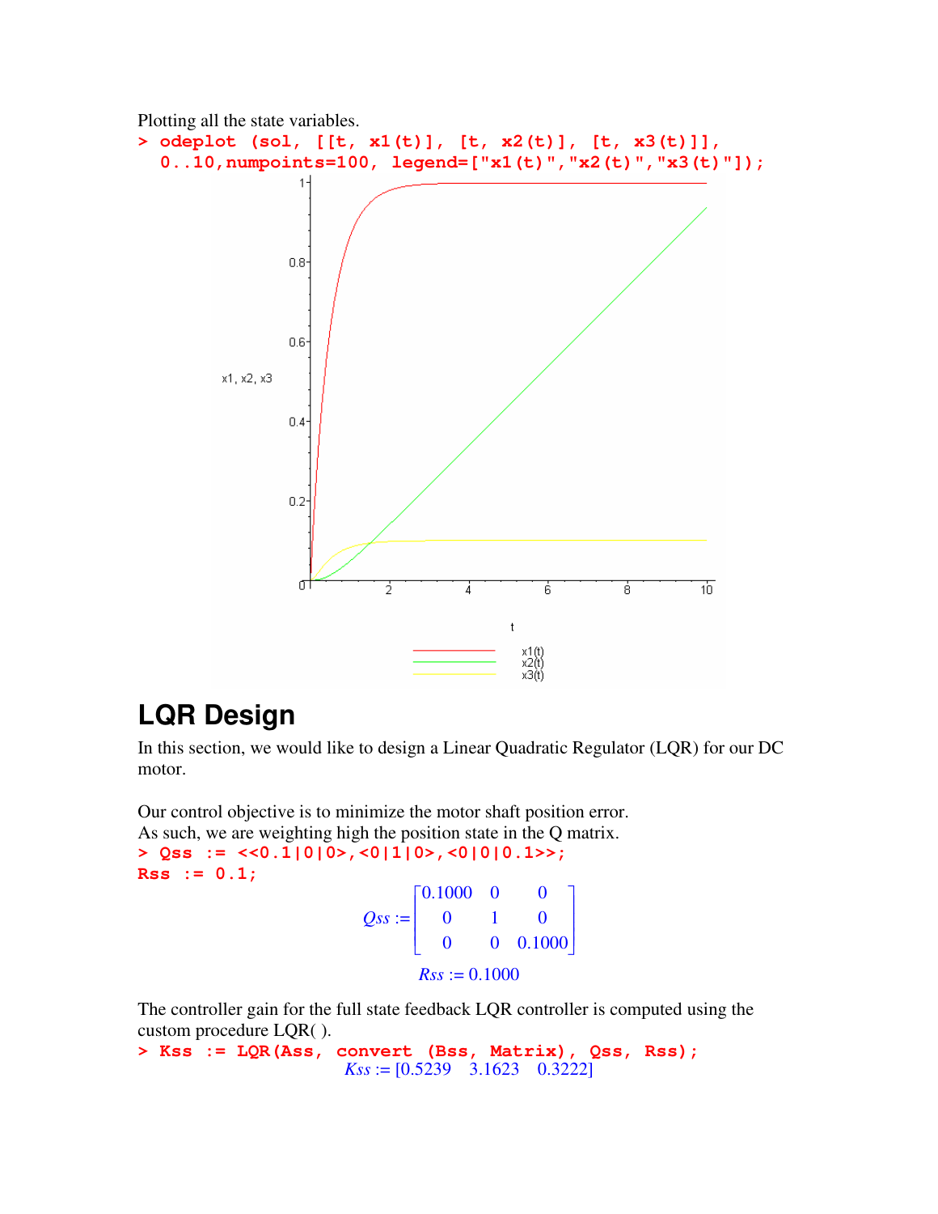Plotting all the state variables.

```
> odeplot (sol, [[t, x1(t)], [t, x2(t)], [t, x3(t)]],
  0..10,numpoints=100, legend=["x1(t)","x2(t)","x3(t)"]);
```

# LQR Design

In this section, we would like to design a Linear Quadratic Regulator (LQR) for our DC motor.

Our control objective is to minimize the motor shaft position error.
As such, we are weighting high the position state in the Q matrix.

```
> Qss := <<0.1|0|0>,<0|1|0>,<0|0|0.1>>;
Rss := 0.1;
```

$$Qss := \begin{bmatrix} 0.1000 & 0 & 0 \\ 0 & 1 & 0 \\ 0 & 0 & 0.1000 \end{bmatrix}$$

$$Rss := 0.1000$$

The controller gain for the full state feedback LQR controller is computed using the custom procedure LQR( ).

```
> Kss := LQR(Ass, convert (Bss, Matrix), Qss, Rss);
```

$$Kss := [0.5239 \quad 3.1623 \quad 0.3222]$$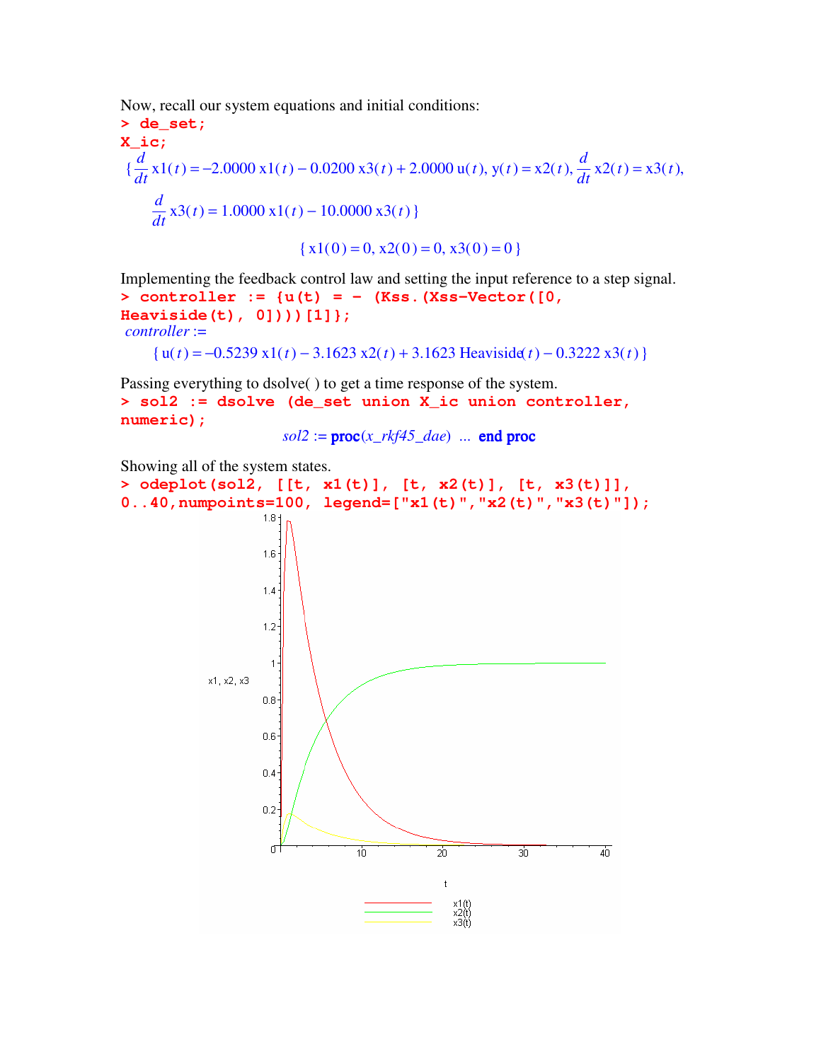Now, recall our system equations and initial conditions:

```
> de_set;
X_ic;
```

$$\left\{\frac{d}{dt}\,\mathrm{x1}(t) = -2.0000\,\mathrm{x1}(t) - 0.0200\,\mathrm{x3}(t) + 2.0000\,\mathrm{u}(t),\ \mathrm{y}(t) = \mathrm{x2}(t),\ \frac{d}{dt}\,\mathrm{x2}(t) = \mathrm{x3}(t),\ \frac{d}{dt}\,\mathrm{x3}(t) = 1.0000\,\mathrm{x1}(t) - 10.0000\,\mathrm{x3}(t)\right\}$$

$$\{\mathrm{x1}(0) = 0,\ \mathrm{x2}(0) = 0,\ \mathrm{x3}(0) = 0\}$$

Implementing the feedback control law and setting the input reference to a step signal.

```
> controller := {u(t) = - (Kss.(Xss-Vector([0,
Heaviside(t), 0])))[1]};
```

*controller* :=

$$\{\mathrm{u}(t) = -0.5239\,\mathrm{x1}(t) - 3.1623\,\mathrm{x2}(t) + 3.1623\,\mathrm{Heaviside}(t) - 0.3222\,\mathrm{x3}(t)\}$$

Passing everything to dsolve( ) to get a time response of the system.

```
> sol2 := dsolve (de_set union X_ic union controller,
numeric);
```

*sol2* := **proc**(*x_rkf45_dae*) ... **end proc**

Showing all of the system states.

```
> odeplot(sol2, [[t, x1(t)], [t, x2(t)], [t, x3(t)]],
0..40,numpoints=100, legend=["x1(t)","x2(t)","x3(t)"]);
```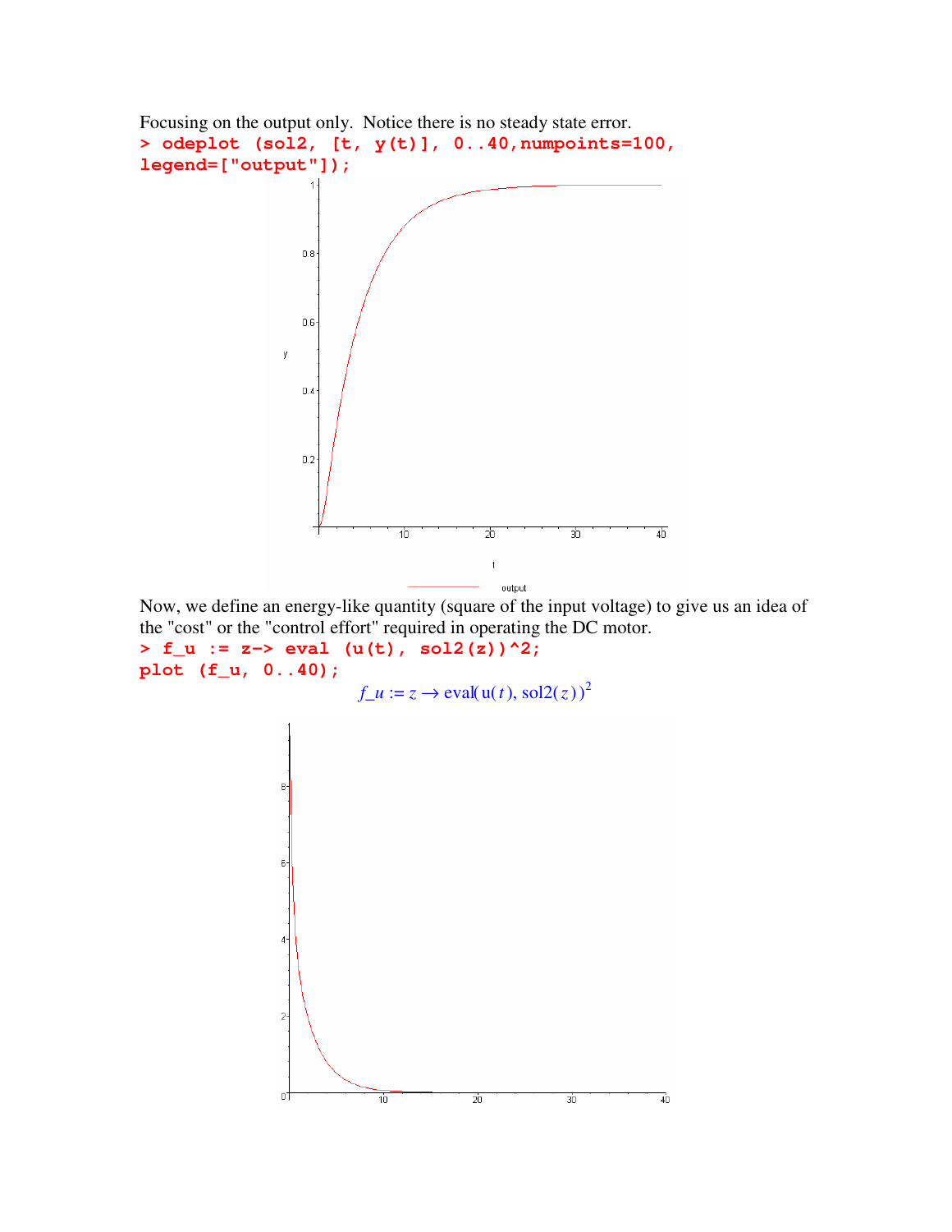Focusing on the output only. Notice there is no steady state error.

```
> odeplot (sol2, [t, y(t)], 0..40,numpoints=100,
legend=["output"]);
```

Now, we define an energy-like quantity (square of the input voltage) to give us an idea of the "cost" or the "control effort" required in operating the DC motor.

```
> f_u := z-> eval (u(t), sol2(z))^2;
plot (f_u, 0..40);
```

$$f\_u := z \rightarrow \mathrm{eval}(\mathrm{u}(t), \mathrm{sol2}(z))^2$$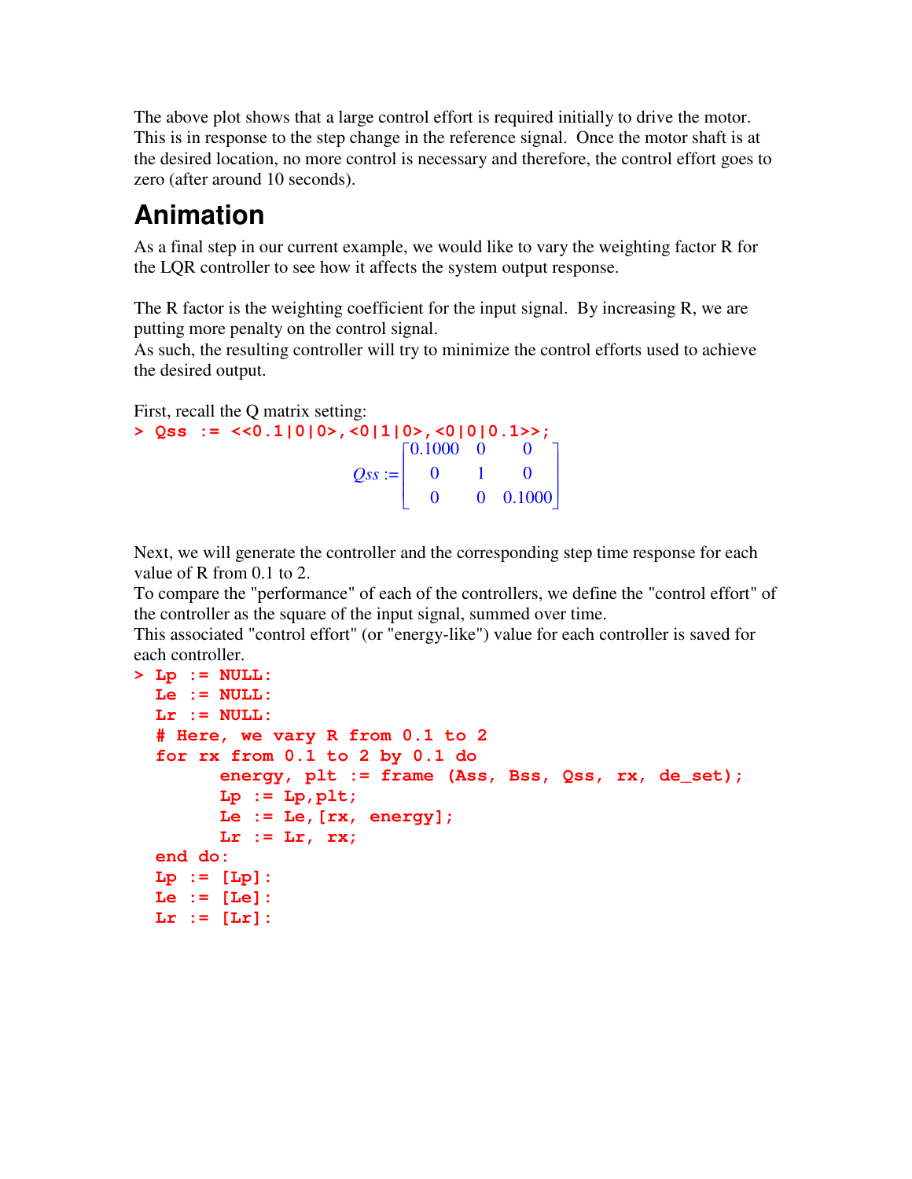The above plot shows that a large control effort is required initially to drive the motor. This is in response to the step change in the reference signal. Once the motor shaft is at the desired location, no more control is necessary and therefore, the control effort goes to zero (after around 10 seconds).

## Animation

As a final step in our current example, we would like to vary the weighting factor R for the LQR controller to see how it affects the system output response.

The R factor is the weighting coefficient for the input signal. By increasing R, we are putting more penalty on the control signal.
As such, the resulting controller will try to minimize the control efforts used to achieve the desired output.

First, recall the Q matrix setting:

```
> Qss := <<0.1|0|0>,<0|1|0>,<0|0|0.1>>;
```

$$Qss := \begin{bmatrix} 0.1000 & 0 & 0 \\ 0 & 1 & 0 \\ 0 & 0 & 0.1000 \end{bmatrix}$$

Next, we will generate the controller and the corresponding step time response for each value of R from 0.1 to 2.
To compare the "performance" of each of the controllers, we define the "control effort" of the controller as the square of the input signal, summed over time.
This associated "control effort" (or "energy-like") value for each controller is saved for each controller.

```
> Lp := NULL:
  Le := NULL:
  Lr := NULL:
  # Here, we vary R from 0.1 to 2
  for rx from 0.1 to 2 by 0.1 do
        energy, plt := frame (Ass, Bss, Qss, rx, de_set);
        Lp := Lp,plt;
        Le := Le,[rx, energy];
        Lr := Lr, rx;
  end do:
  Lp := [Lp]:
  Le := [Le]:
  Lr := [Lr]:
```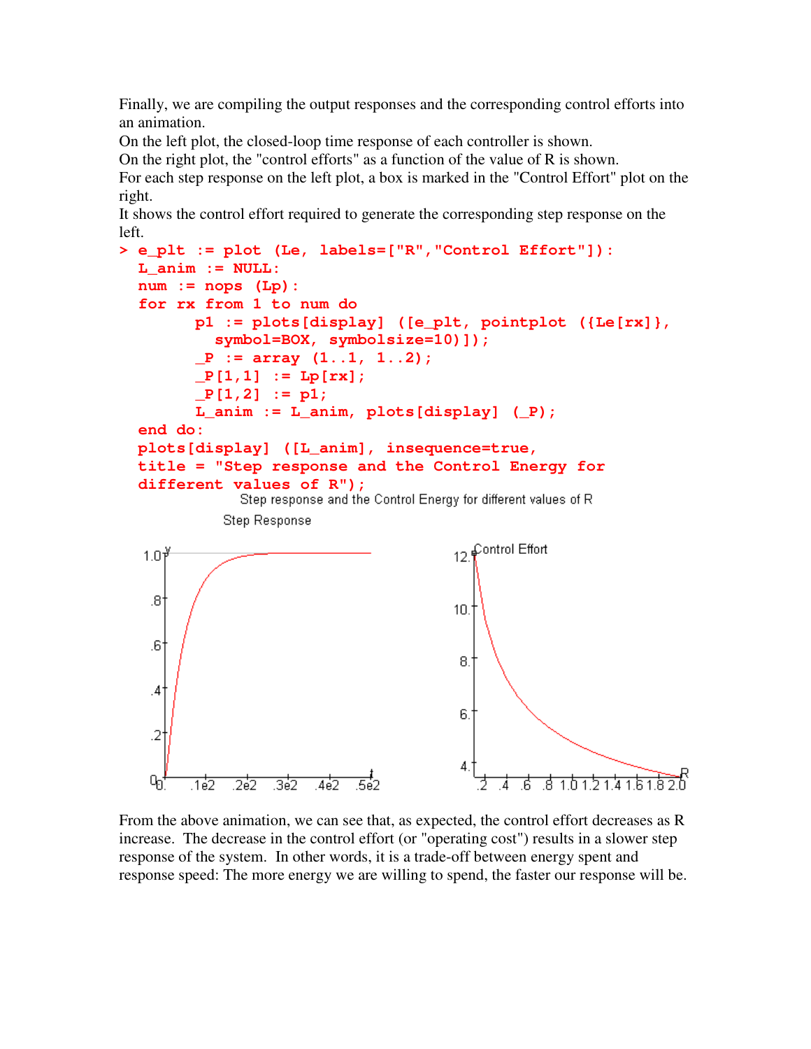Finally, we are compiling the output responses and the corresponding control efforts into an animation.
On the left plot, the closed-loop time response of each controller is shown.
On the right plot, the "control efforts" as a function of the value of R is shown.
For each step response on the left plot, a box is marked in the "Control Effort" plot on the right.
It shows the control effort required to generate the corresponding step response on the left.

```
> e_plt := plot (Le, labels=["R","Control Effort"]):
  L_anim := NULL:
  num := nops (Lp):
  for rx from 1 to num do
        p1 := plots[display] ([e_plt, pointplot ({Le[rx]},
          symbol=BOX, symbolsize=10)]);
        _P := array (1..1, 1..2);
        _P[1,1] := Lp[rx];
        _P[1,2] := p1;
        L_anim := L_anim, plots[display] (_P);
  end do:
  plots[display] ([L_anim], insequence=true,
  title = "Step response and the Control Energy for
  different values of R");
```

Step response and the Control Energy for different values of R

Step Response

Control Effort

From the above animation, we can see that, as expected, the control effort decreases as R increase. The decrease in the control effort (or "operating cost") results in a slower step response of the system. In other words, it is a trade-off between energy spent and response speed: The more energy we are willing to spend, the faster our response will be.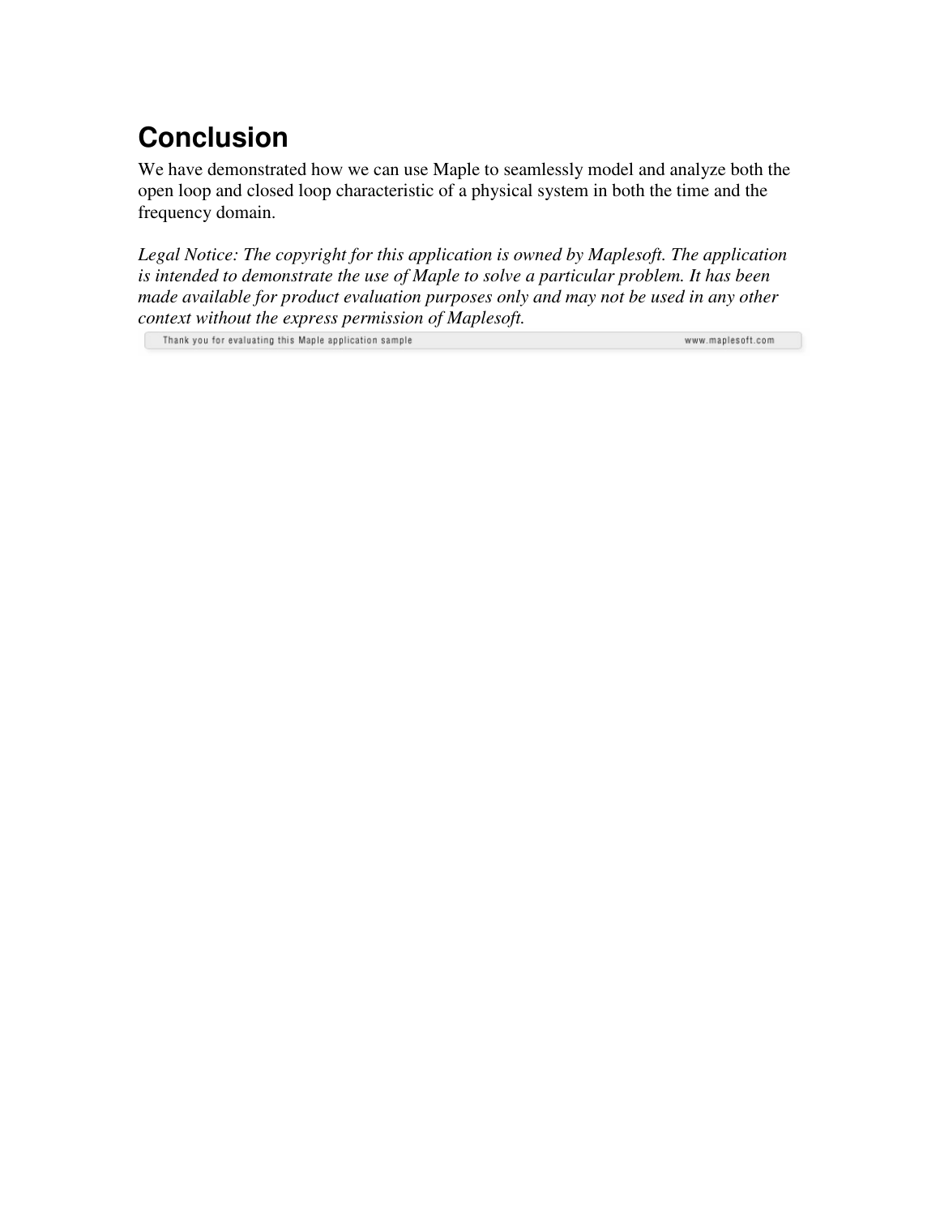# Conclusion

We have demonstrated how we can use Maple to seamlessly model and analyze both the open loop and closed loop characteristic of a physical system in both the time and the frequency domain.

*Legal Notice: The copyright for this application is owned by Maplesoft. The application is intended to demonstrate the use of Maple to solve a particular problem. It has been made available for product evaluation purposes only and may not be used in any other context without the express permission of Maplesoft.*

Thank you for evaluating this Maple application sample www.maplesoft.com